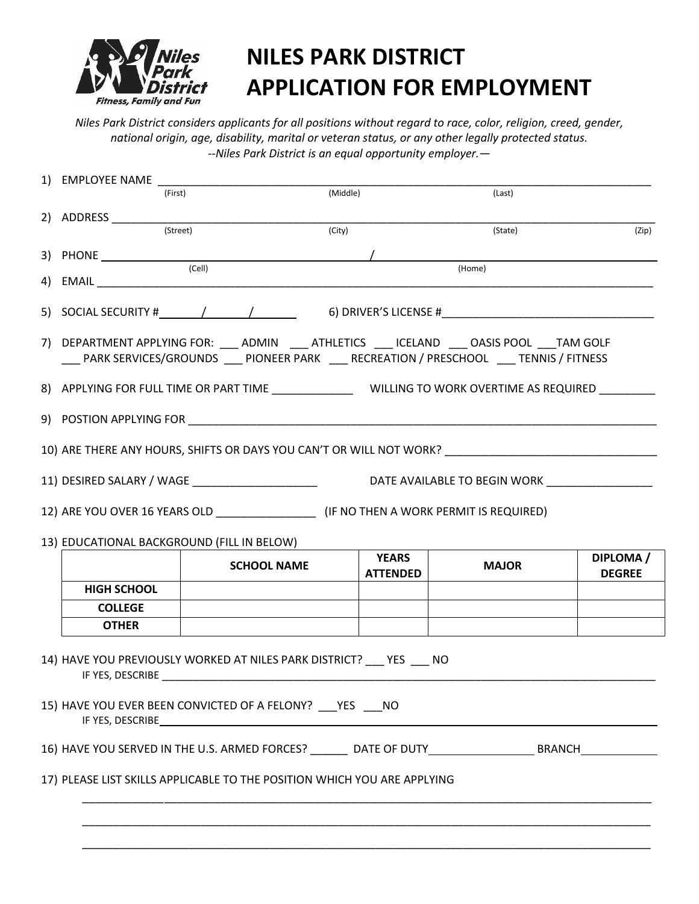# NILES PARK DISTRICT APPLICATION FOR EMPLOYMENT

*Niles Park District considers applicants for all positions without regard to race, color, religion, creed, gender, national origin, age, disability, marital or veteran status, or any other legally protected status.*
*--Niles Park District is an equal opportunity employer.—*

1) EMPLOYEE NAME ________________________________________________
(First) (Middle) (Last)

2) ADDRESS ________________________________________________
(Street) (City) (State) (Zip)

3) PHONE ________________________ / ________________________
(Cell) (Home)

4) EMAIL ________________________________________________

5) SOCIAL SECURITY # ______ / ______ / ______ 6) DRIVER'S LICENSE # ________________________

7) DEPARTMENT APPLYING FOR: ___ ADMIN ___ ATHLETICS ___ ICELAND ___ OASIS POOL ___TAM GOLF
___ PARK SERVICES/GROUNDS ___ PIONEER PARK ___ RECREATION / PRESCHOOL ___ TENNIS / FITNESS

8) APPLYING FOR FULL TIME OR PART TIME _____________ WILLING TO WORK OVERTIME AS REQUIRED _________

9) POSTION APPLYING FOR ________________________________________________

10) ARE THERE ANY HOURS, SHIFTS OR DAYS YOU CAN'T OR WILL NOT WORK? ________________________

11) DESIRED SALARY / WAGE ____________________ DATE AVAILABLE TO BEGIN WORK _________________

12) ARE YOU OVER 16 YEARS OLD ________________ (IF NO THEN A WORK PERMIT IS REQUIRED)

13) EDUCATIONAL BACKGROUND (FILL IN BELOW)

| | SCHOOL NAME | YEARS ATTENDED | MAJOR | DIPLOMA / DEGREE |
|---|---|---|---|---|
| HIGH SCHOOL | | | | |
| COLLEGE | | | | |
| OTHER | | | | |

14) HAVE YOU PREVIOUSLY WORKED AT NILES PARK DISTRICT? ___ YES ___ NO
IF YES, DESCRIBE ________________________________________________

15) HAVE YOU EVER BEEN CONVICTED OF A FELONY? ___YES ___NO
IF YES, DESCRIBE ________________________________________________

16) HAVE YOU SERVED IN THE U.S. ARMED FORCES? ______ DATE OF DUTY _________________ BRANCH ____________

17) PLEASE LIST SKILLS APPLICABLE TO THE POSITION WHICH YOU ARE APPLYING

________________________________________________

________________________________________________

________________________________________________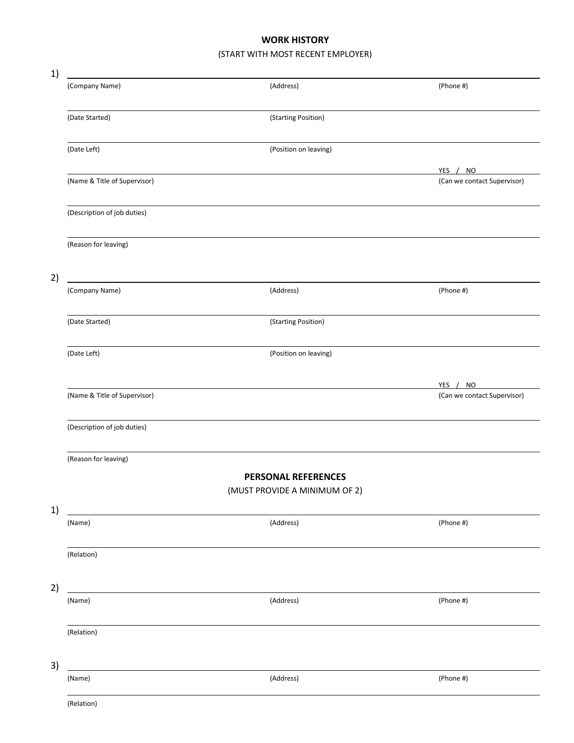## WORK HISTORY

(START WITH MOST RECENT EMPLOYER)

1)

(Company Name) (Address) (Phone #)

(Date Started) (Starting Position)

(Date Left) (Position on leaving)

(Name & Title of Supervisor) YES / NO (Can we contact Supervisor)

(Description of job duties)

(Reason for leaving)

2)

(Company Name) (Address) (Phone #)

(Date Started) (Starting Position)

(Date Left) (Position on leaving)

(Name & Title of Supervisor) YES / NO (Can we contact Supervisor)

(Description of job duties)

(Reason for leaving)

## PERSONAL REFERENCES

(MUST PROVIDE A MINIMUM OF 2)

1)

(Name) (Address) (Phone #)

(Relation)

2)

(Name) (Address) (Phone #)

(Relation)

3)

(Name) (Address) (Phone #)

(Relation)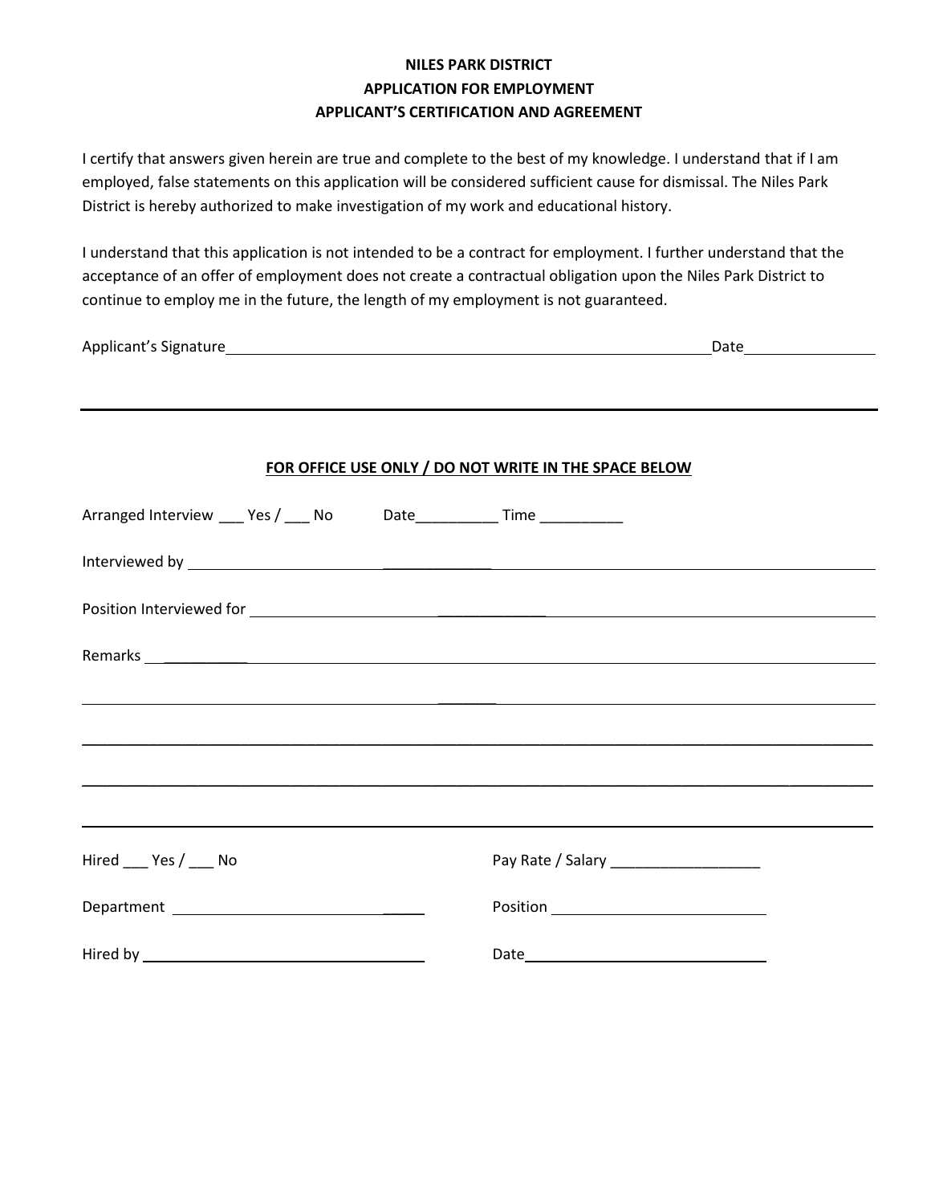**NILES PARK DISTRICT**
**APPLICATION FOR EMPLOYMENT**
**APPLICANT'S CERTIFICATION AND AGREEMENT**

I certify that answers given herein are true and complete to the best of my knowledge. I understand that if I am employed, false statements on this application will be considered sufficient cause for dismissal. The Niles Park District is hereby authorized to make investigation of my work and educational history.

I understand that this application is not intended to be a contract for employment. I further understand that the acceptance of an offer of employment does not create a contractual obligation upon the Niles Park District to continue to employ me in the future, the length of my employment is not guaranteed.

Applicant's Signature_______________________________________________ Date______________

---

**FOR OFFICE USE ONLY / DO NOT WRITE IN THE SPACE BELOW**

Arranged Interview ___ Yes / ___ No Date__________ Time __________

Interviewed by ______________________________________________________________

Position Interviewed for ______________________________________________________

Remarks ___________________________________________________________________

______________________________________________________________________________

______________________________________________________________________________

______________________________________________________________________________

______________________________________________________________________________

Hired ___ Yes / ___ No

Pay Rate / Salary __________________

Department ____________________________

Position ____________________________

Hired by ____________________________

Date____________________________